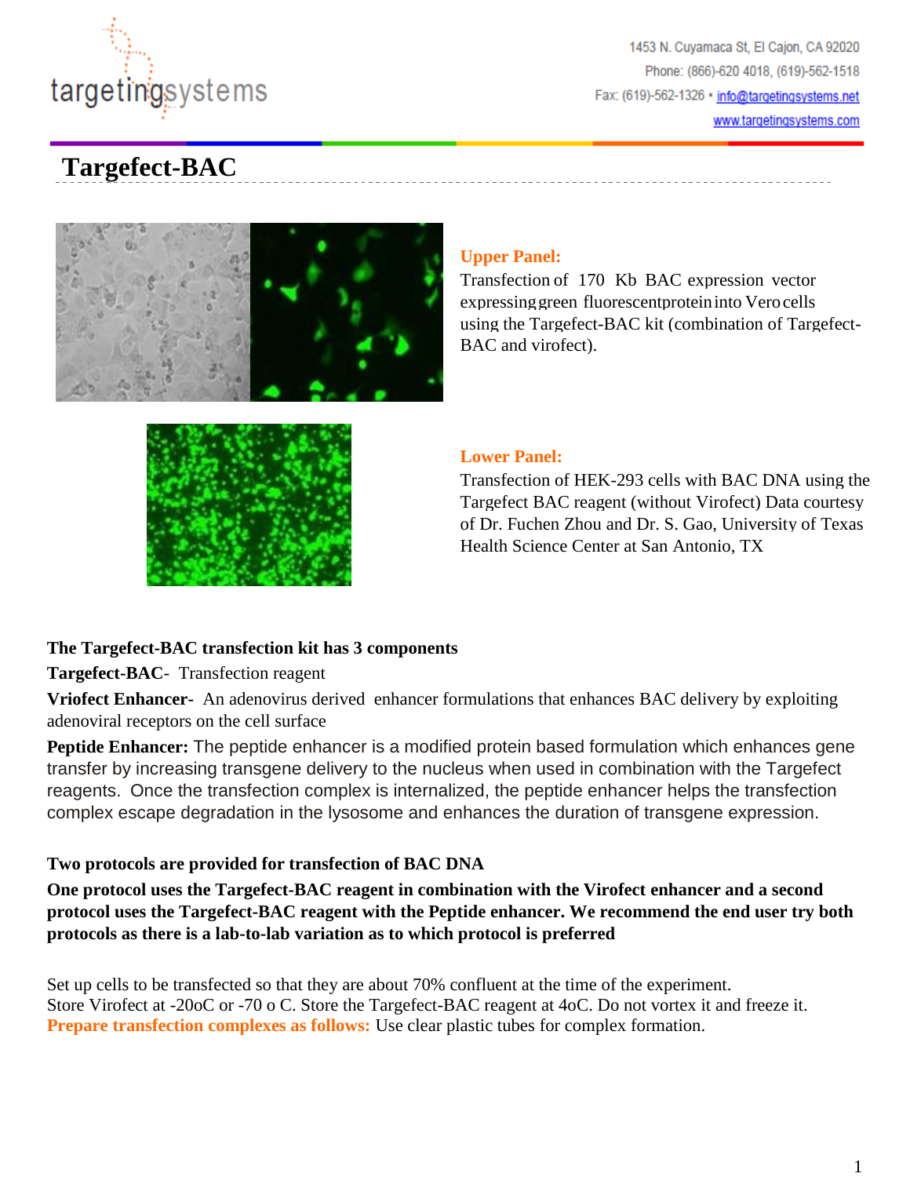# Targefect-BAC

**Upper Panel:**
Transfection of 170 Kb BAC expression vector expressing green fluorescent protein into Vero cells using the Targefect-BAC kit (combination of Targefect-BAC and virofect).

**Lower Panel:**
Transfection of HEK-293 cells with BAC DNA using the Targefect BAC reagent (without Virofect) Data courtesy of Dr. Fuchen Zhou and Dr. S. Gao, University of Texas Health Science Center at San Antonio, TX

**The Targefect-BAC transfection kit has 3 components**

**Targefect-BAC**- Transfection reagent

**Vriofect Enhancer-** An adenovirus derived enhancer formulations that enhances BAC delivery by exploiting adenoviral receptors on the cell surface

**Peptide Enhancer:** The peptide enhancer is a modified protein based formulation which enhances gene transfer by increasing transgene delivery to the nucleus when used in combination with the Targefect reagents. Once the transfection complex is internalized, the peptide enhancer helps the transfection complex escape degradation in the lysosome and enhances the duration of transgene expression.

**Two protocols are provided for transfection of BAC DNA**

**One protocol uses the Targefect-BAC reagent in combination with the Virofect enhancer and a second protocol uses the Targefect-BAC reagent with the Peptide enhancer. We recommend the end user try both protocols as there is a lab-to-lab variation as to which protocol is preferred**

Set up cells to be transfected so that they are about 70% confluent at the time of the experiment.
Store Virofect at -20oC or -70 o C. Store the Targefect-BAC reagent at 4oC. Do not vortex it and freeze it.
**Prepare transfection complexes as follows:** Use clear plastic tubes for complex formation.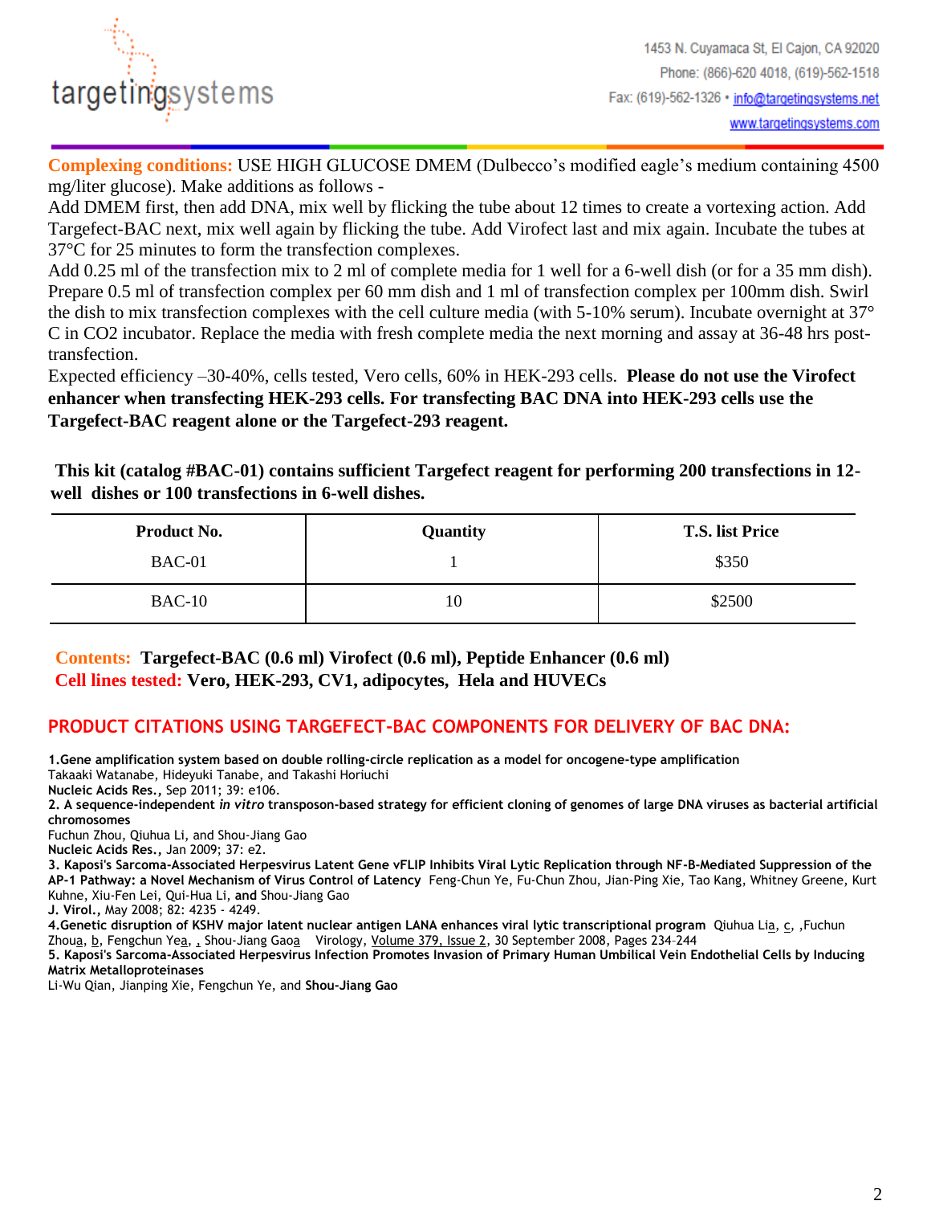**Complexing conditions:** USE HIGH GLUCOSE DMEM (Dulbecco's modified eagle's medium containing 4500 mg/liter glucose). Make additions as follows -

Add DMEM first, then add DNA, mix well by flicking the tube about 12 times to create a vortexing action. Add Targefect-BAC next, mix well again by flicking the tube. Add Virofect last and mix again. Incubate the tubes at 37°C for 25 minutes to form the transfection complexes.

Add 0.25 ml of the transfection mix to 2 ml of complete media for 1 well for a 6-well dish (or for a 35 mm dish). Prepare 0.5 ml of transfection complex per 60 mm dish and 1 ml of transfection complex per 100mm dish. Swirl the dish to mix transfection complexes with the cell culture media (with 5-10% serum). Incubate overnight at 37° C in CO2 incubator. Replace the media with fresh complete media the next morning and assay at 36-48 hrs post-transfection.

Expected efficiency –30-40%, cells tested, Vero cells, 60% in HEK-293 cells. **Please do not use the Virofect enhancer when transfecting HEK-293 cells. For transfecting BAC DNA into HEK-293 cells use the Targefect-BAC reagent alone or the Targefect-293 reagent.**

**This kit (catalog #BAC-01) contains sufficient Targefect reagent for performing 200 transfections in 12-well dishes or 100 transfections in 6-well dishes.**

| Product No. | Quantity | T.S. list Price |
|---|---|---|
| BAC-01 | 1 | $350 |
| BAC-10 | 10 | $2500 |

**Contents: Targefect-BAC (0.6 ml) Virofect (0.6 ml), Peptide Enhancer (0.6 ml)**

**Cell lines tested: Vero, HEK-293, CV1, adipocytes, Hela and HUVECs**

## PRODUCT CITATIONS USING TARGEFECT-BAC COMPONENTS FOR DELIVERY OF BAC DNA:

**1. Gene amplification system based on double rolling-circle replication as a model for oncogene-type amplification**
Takaaki Watanabe, Hideyuki Tanabe, and Takashi Horiuchi
**Nucleic Acids Res.,** Sep 2011; 39: e106.

**2. A sequence-independent *in vitro* transposon-based strategy for efficient cloning of genomes of large DNA viruses as bacterial artificial chromosomes**
Fuchun Zhou, Qiuhua Li, and Shou-Jiang Gao
**Nucleic Acids Res.,** Jan 2009; 37: e2.

**3. Kaposi's Sarcoma-Associated Herpesvirus Latent Gene vFLIP Inhibits Viral Lytic Replication through NF-B-Mediated Suppression of the AP-1 Pathway: a Novel Mechanism of Virus Control of Latency** Feng-Chun Ye, Fu-Chun Zhou, Jian-Ping Xie, Tao Kang, Whitney Greene, Kurt Kuhne, Xiu-Fen Lei, Qui-Hua Li, **and** Shou-Jiang Gao
**J. Virol.,** May 2008; 82: 4235 - 4249.

**4. Genetic disruption of KSHV major latent nuclear antigen LANA enhances viral lytic transcriptional program** Qiuhua Lia, c, ,Fuchun Zhoua, b, Fengchun Yea, , Shou-Jiang Gaoa Virology, Volume 379, Issue 2, 30 September 2008, Pages 234-244

**5. Kaposi's Sarcoma-Associated Herpesvirus Infection Promotes Invasion of Primary Human Umbilical Vein Endothelial Cells by Inducing Matrix Metalloproteinases**
Li-Wu Qian, Jianping Xie, Fengchun Ye, and **Shou-Jiang Gao**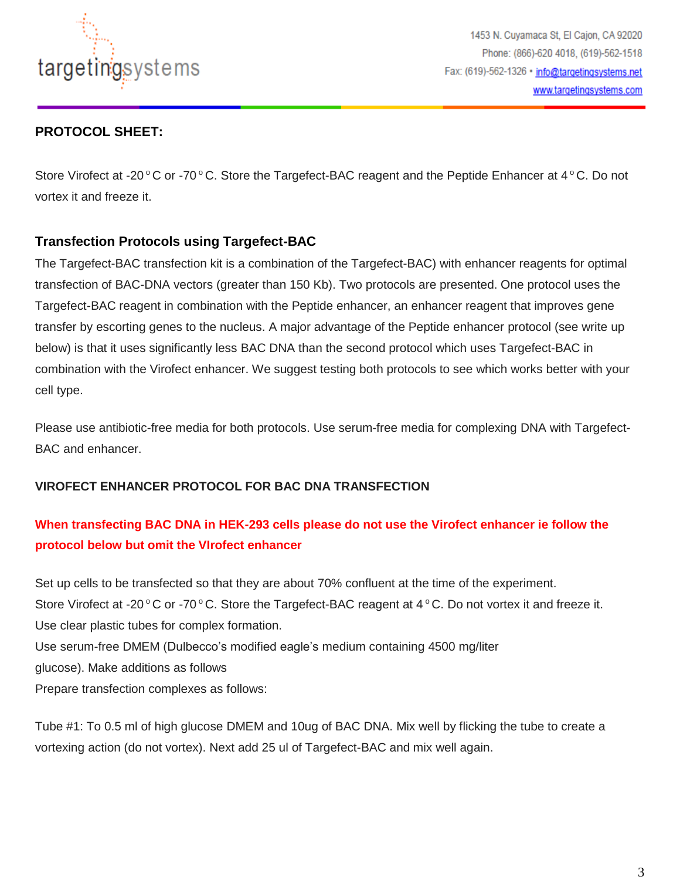**PROTOCOL SHEET:**

Store Virofect at -20 ° C or -70 ° C. Store the Targefect-BAC reagent and the Peptide Enhancer at 4 ° C. Do not vortex it and freeze it.

### Transfection Protocols using Targefect-BAC

The Targefect-BAC transfection kit is a combination of the Targefect-BAC) with enhancer reagents for optimal transfection of BAC-DNA vectors (greater than 150 Kb). Two protocols are presented. One protocol uses the Targefect-BAC reagent in combination with the Peptide enhancer, an enhancer reagent that improves gene transfer by escorting genes to the nucleus. A major advantage of the Peptide enhancer protocol (see write up below) is that it uses significantly less BAC DNA than the second protocol which uses Targefect-BAC in combination with the Virofect enhancer. We suggest testing both protocols to see which works better with your cell type.

Please use antibiotic-free media for both protocols. Use serum-free media for complexing DNA with Targefect-BAC and enhancer.

**VIROFECT ENHANCER PROTOCOL FOR BAC DNA TRANSFECTION**

**When transfecting BAC DNA in HEK-293 cells please do not use the Virofect enhancer ie follow the protocol below but omit the VIrofect enhancer**

Set up cells to be transfected so that they are about 70% confluent at the time of the experiment.
Store Virofect at -20 ° C or -70 ° C. Store the Targefect-BAC reagent at 4 ° C. Do not vortex it and freeze it.
Use clear plastic tubes for complex formation.
Use serum-free DMEM (Dulbecco's modified eagle's medium containing 4500 mg/liter glucose). Make additions as follows
Prepare transfection complexes as follows:

Tube #1: To 0.5 ml of high glucose DMEM and 10ug of BAC DNA. Mix well by flicking the tube to create a vortexing action (do not vortex). Next add 25 ul of Targefect-BAC and mix well again.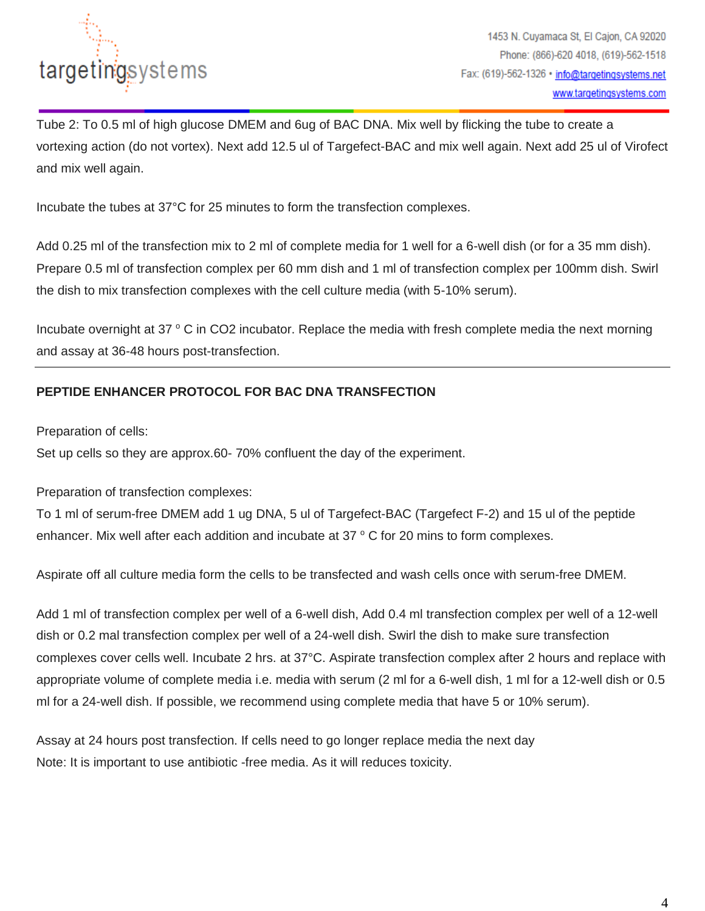Tube 2: To 0.5 ml of high glucose DMEM and 6ug of BAC DNA. Mix well by flicking the tube to create a vortexing action (do not vortex). Next add 12.5 ul of Targefect-BAC and mix well again. Next add 25 ul of Virofect and mix well again.

Incubate the tubes at 37°C for 25 minutes to form the transfection complexes.

Add 0.25 ml of the transfection mix to 2 ml of complete media for 1 well for a 6-well dish (or for a 35 mm dish). Prepare 0.5 ml of transfection complex per 60 mm dish and 1 ml of transfection complex per 100mm dish. Swirl the dish to mix transfection complexes with the cell culture media (with 5-10% serum).

Incubate overnight at 37 ° C in CO2 incubator. Replace the media with fresh complete media the next morning and assay at 36-48 hours post-transfection.

---

**PEPTIDE ENHANCER PROTOCOL FOR BAC DNA TRANSFECTION**

Preparation of cells:
Set up cells so they are approx.60- 70% confluent the day of the experiment.

Preparation of transfection complexes:
To 1 ml of serum-free DMEM add 1 ug DNA, 5 ul of Targefect-BAC (Targefect F-2) and 15 ul of the peptide enhancer. Mix well after each addition and incubate at 37 ° C for 20 mins to form complexes.

Aspirate off all culture media form the cells to be transfected and wash cells once with serum-free DMEM.

Add 1 ml of transfection complex per well of a 6-well dish, Add 0.4 ml transfection complex per well of a 12-well dish or 0.2 mal transfection complex per well of a 24-well dish. Swirl the dish to make sure transfection complexes cover cells well. Incubate 2 hrs. at 37°C. Aspirate transfection complex after 2 hours and replace with appropriate volume of complete media i.e. media with serum (2 ml for a 6-well dish, 1 ml for a 12-well dish or 0.5 ml for a 24-well dish. If possible, we recommend using complete media that have 5 or 10% serum).

Assay at 24 hours post transfection. If cells need to go longer replace media the next day
Note: It is important to use antibiotic -free media. As it will reduces toxicity.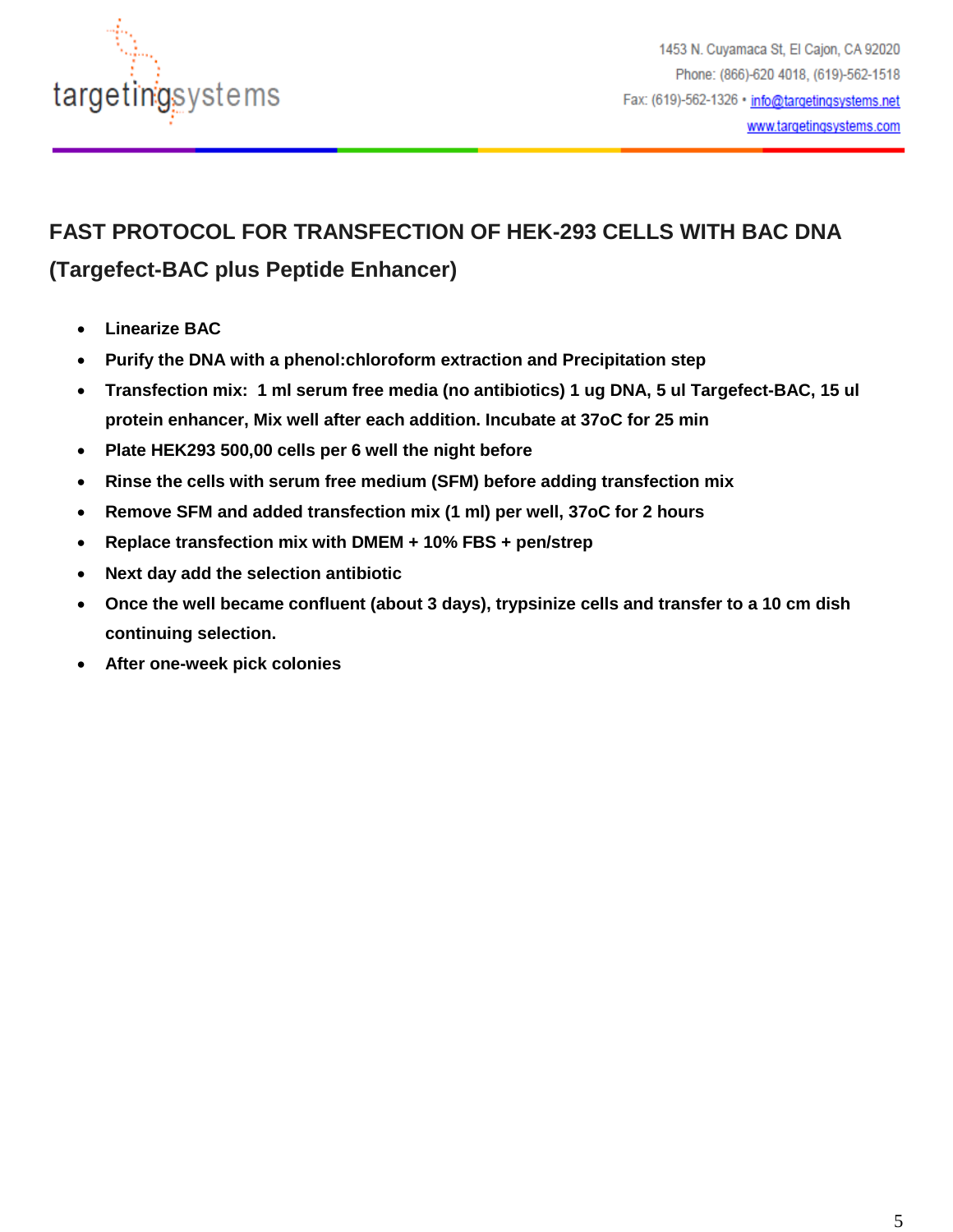# FAST PROTOCOL FOR TRANSFECTION OF HEK-293 CELLS WITH BAC DNA (Targefect-BAC plus Peptide Enhancer)

- **Linearize BAC**
- **Purify the DNA with a phenol:chloroform extraction and Precipitation step**
- **Transfection mix: 1 ml serum free media (no antibiotics) 1 ug DNA, 5 ul Targefect-BAC, 15 ul protein enhancer, Mix well after each addition. Incubate at 37oC for 25 min**
- **Plate HEK293 500,00 cells per 6 well the night before**
- **Rinse the cells with serum free medium (SFM) before adding transfection mix**
- **Remove SFM and added transfection mix (1 ml) per well, 37oC for 2 hours**
- **Replace transfection mix with DMEM + 10% FBS + pen/strep**
- **Next day add the selection antibiotic**
- **Once the well became confluent (about 3 days), trypsinize cells and transfer to a 10 cm dish continuing selection.**
- **After one-week pick colonies**